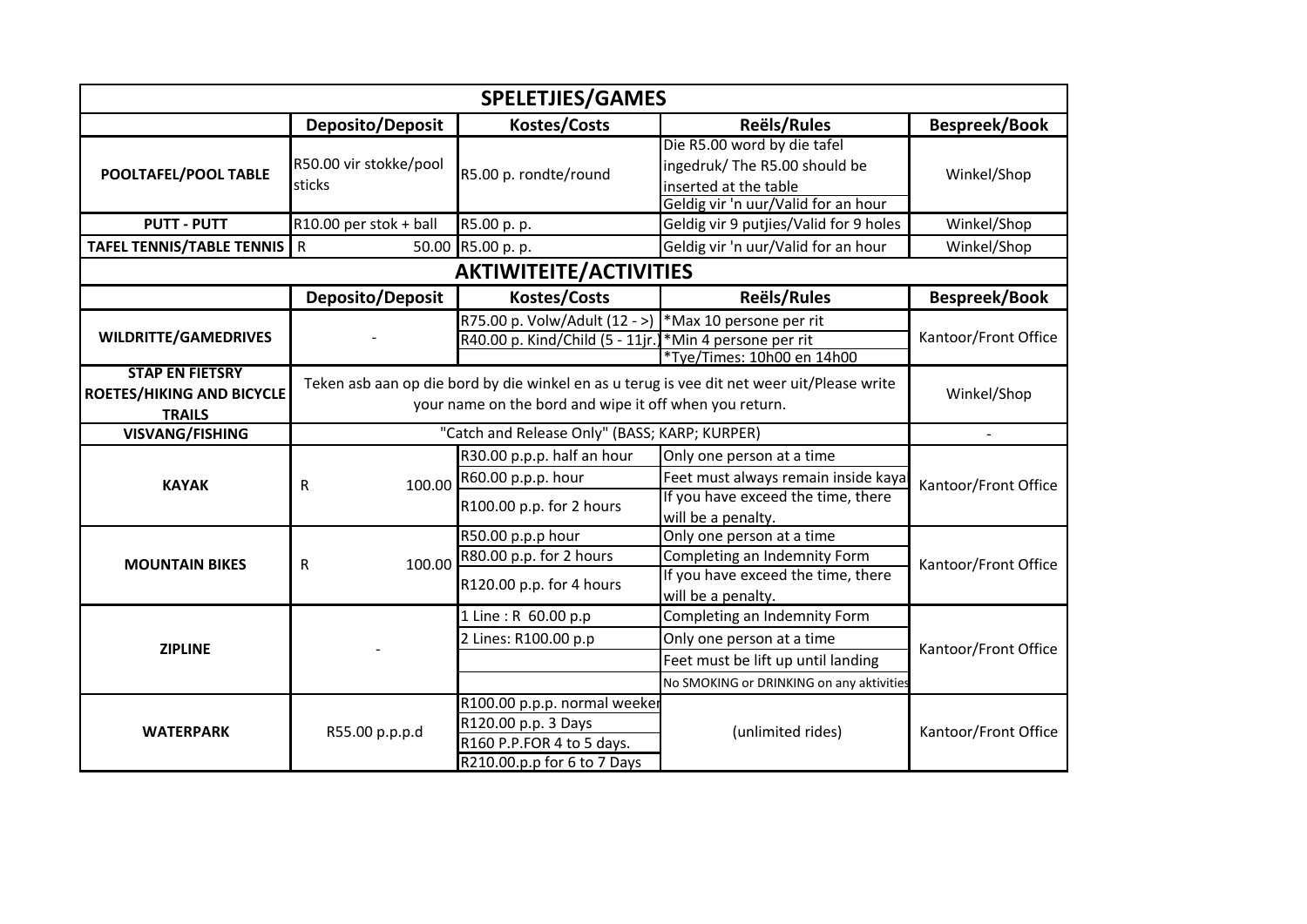## SPELETJIES/GAMES

| | Deposito/Deposit | Kostes/Costs | Reëls/Rules | Bespreek/Book |
|---|---|---|---|---|
| POOLTAFEL/POOL TABLE | R50.00 vir stokke/pool sticks | R5.00 p. rondte/round | Die R5.00 word by die tafel ingedruk/ The R5.00 should be inserted at the table<br>Geldig vir 'n uur/Valid for an hour | Winkel/Shop |
| PUTT - PUTT | R10.00 per stok + ball | R5.00 p. p. | Geldig vir 9 putjies/Valid for 9 holes | Winkel/Shop |
| TAFEL TENNIS/TABLE TENNIS | R 50.00 | R5.00 p. p. | Geldig vir 'n uur/Valid for an hour | Winkel/Shop |

## AKTIWITEITE/ACTIVITIES

| | Deposito/Deposit | Kostes/Costs | Reëls/Rules | Bespreek/Book |
|---|---|---|---|---|
| WILDRITTE/GAMEDRIVES | - | R75.00 p. Volw/Adult (12 - >)<br>R40.00 p. Kind/Child (5 - 11jr.) | *Max 10 persone per rit<br>*Min 4 persone per rit<br>*Tye/Times: 10h00 en 14h00 | Kantoor/Front Office |
| STAP EN FIETSRY ROETES/HIKING AND BICYCLE TRAILS | Teken asb aan op die bord by die winkel en as u terug is vee dit net weer uit/Please write your name on the bord and wipe it off when you return. | | | Winkel/Shop |
| VISVANG/FISHING | "Catch and Release Only" (BASS; KARP; KURPER) | | | - |
| KAYAK | R 100.00 | R30.00 p.p.p. half an hour<br>R60.00 p.p.p. hour<br>R100.00 p.p. for 2 hours | Only one person at a time<br>Feet must always remain inside kaya<br>If you have exceed the time, there will be a penalty. | Kantoor/Front Office |
| MOUNTAIN BIKES | R 100.00 | R50.00 p.p.p hour<br>R80.00 p.p. for 2 hours<br>R120.00 p.p. for 4 hours | Only one person at a time<br>Completing an Indemnity Form<br>If you have exceed the time, there will be a penalty. | Kantoor/Front Office |
| ZIPLINE | - | 1 Line : R 60.00 p.p<br>2 Lines: R100.00 p.p | Completing an Indemnity Form<br>Only one person at a time<br>Feet must be lift up until landing<br>No SMOKING or DRINKING on any aktivities | Kantoor/Front Office |
| WATERPARK | R55.00 p.p.p.d | R100.00 p.p.p. normal weeker<br>R120.00 p.p. 3 Days<br>R160 P.P.FOR 4 to 5 days.<br>R210.00.p.p for 6 to 7 Days | (unlimited rides) | Kantoor/Front Office |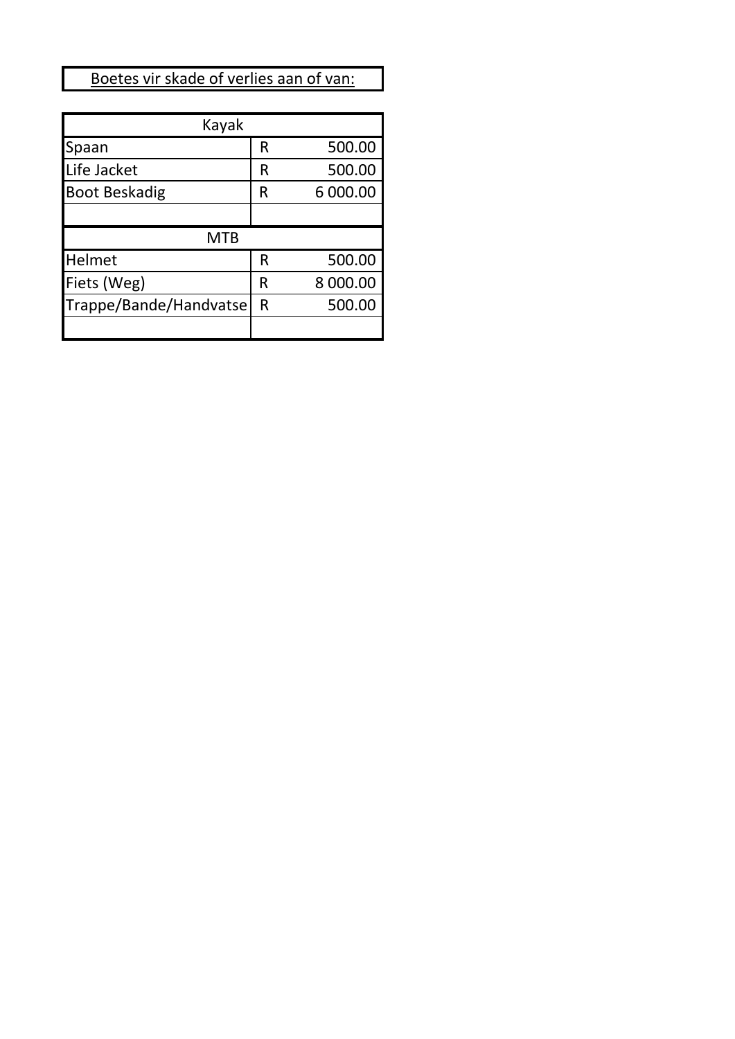Boetes vir skade of verlies aan of van:

| | | |
|---|---|---|
| Kayak | | |
| Spaan | R | 500.00 |
| Life Jacket | R | 500.00 |
| Boot Beskadig | R | 6 000.00 |
| | | |
| MTB | | |
| Helmet | R | 500.00 |
| Fiets (Weg) | R | 8 000.00 |
| Trappe/Bande/Handvatse | R | 500.00 |
| | | |